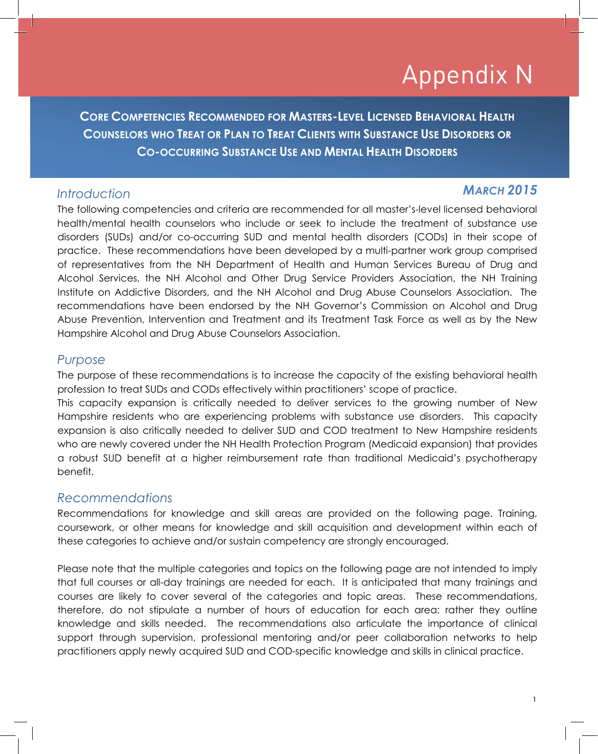# Appendix N

## Core Competencies Recommended for Masters-Level Licensed Behavioral Health Counselors who Treat or Plan to Treat Clients with Substance Use Disorders or Co-occurring Substance Use and Mental Health Disorders

***March 2015***

### *Introduction*

The following competencies and criteria are recommended for all master's-level licensed behavioral health/mental health counselors who include or seek to include the treatment of substance use disorders (SUDs) and/or co-occurring SUD and mental health disorders (CODs) in their scope of practice. These recommendations have been developed by a multi-partner work group comprised of representatives from the NH Department of Health and Human Services Bureau of Drug and Alcohol Services, the NH Alcohol and Other Drug Service Providers Association, the NH Training Institute on Addictive Disorders, and the NH Alcohol and Drug Abuse Counselors Association. The recommendations have been endorsed by the NH Governor's Commission on Alcohol and Drug Abuse Prevention, Intervention and Treatment and its Treatment Task Force as well as by the New Hampshire Alcohol and Drug Abuse Counselors Association.

### *Purpose*

The purpose of these recommendations is to increase the capacity of the existing behavioral health profession to treat SUDs and CODs effectively within practitioners' scope of practice.

This capacity expansion is critically needed to deliver services to the growing number of New Hampshire residents who are experiencing problems with substance use disorders. This capacity expansion is also critically needed to deliver SUD and COD treatment to New Hampshire residents who are newly covered under the NH Health Protection Program (Medicaid expansion) that provides a robust SUD benefit at a higher reimbursement rate than traditional Medicaid's psychotherapy benefit.

### *Recommendations*

Recommendations for knowledge and skill areas are provided on the following page. Training, coursework, or other means for knowledge and skill acquisition and development within each of these categories to achieve and/or sustain competency are strongly encouraged.

Please note that the multiple categories and topics on the following page are not intended to imply that full courses or all-day trainings are needed for each. It is anticipated that many trainings and courses are likely to cover several of the categories and topic areas. These recommendations, therefore, do not stipulate a number of hours of education for each area; rather they outline knowledge and skills needed. The recommendations also articulate the importance of clinical support through supervision, professional mentoring and/or peer collaboration networks to help practitioners apply newly acquired SUD and COD-specific knowledge and skills in clinical practice.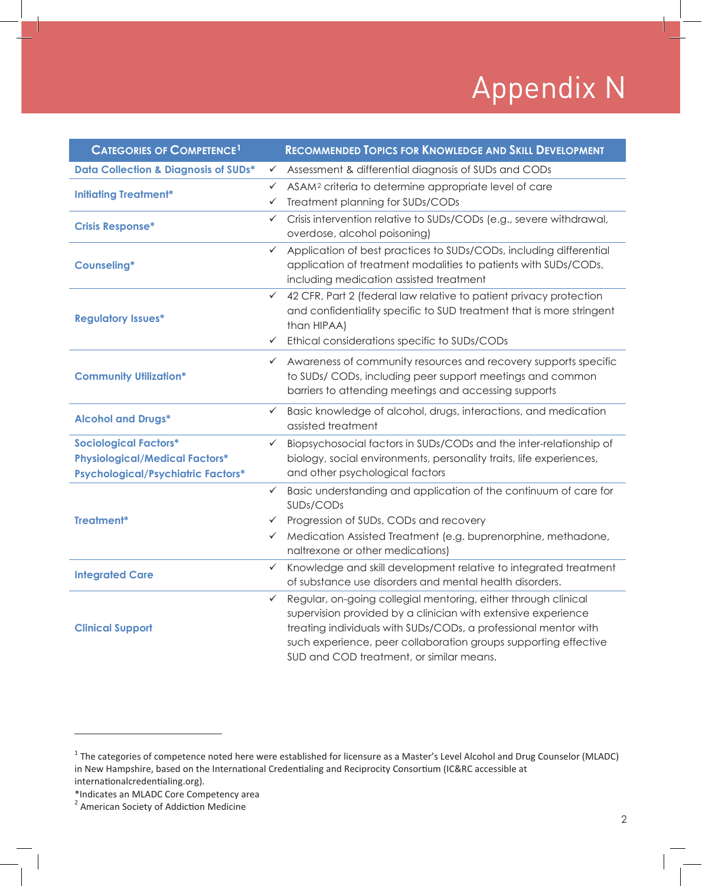# Appendix N

| Categories of Competence[1] | Recommended Topics for Knowledge and Skill Development |
| --- | --- |
| **Data Collection & Diagnosis of SUDs*** | ✓ Assessment & differential diagnosis of SUDs and CODs |
| **Initiating Treatment*** | ✓ ASAM[2] criteria to determine appropriate level of care<br>✓ Treatment planning for SUDs/CODs |
| **Crisis Response*** | ✓ Crisis intervention relative to SUDs/CODs (e.g., severe withdrawal, overdose, alcohol poisoning) |
| **Counseling*** | ✓ Application of best practices to SUDs/CODs, including differential application of treatment modalities to patients with SUDs/CODs, including medication assisted treatment |
| **Regulatory Issues*** | ✓ 42 CFR, Part 2 (federal law relative to patient privacy protection and confidentiality specific to SUD treatment that is more stringent than HIPAA)<br>✓ Ethical considerations specific to SUDs/CODs |
| **Community Utilization*** | ✓ Awareness of community resources and recovery supports specific to SUDs/ CODs, including peer support meetings and common barriers to attending meetings and accessing supports |
| **Alcohol and Drugs*** | ✓ Basic knowledge of alcohol, drugs, interactions, and medication assisted treatment |
| **Sociological Factors***<br>**Physiological/Medical Factors***<br>**Psychological/Psychiatric Factors*** | ✓ Biopsychosocial factors in SUDs/CODs and the inter-relationship of biology, social environments, personality traits, life experiences, and other psychological factors |
| **Treatment*** | ✓ Basic understanding and application of the continuum of care for SUDs/CODs<br>✓ Progression of SUDs, CODs and recovery<br>✓ Medication Assisted Treatment (e.g. buprenorphine, methadone, naltrexone or other medications) |
| **Integrated Care** | ✓ Knowledge and skill development relative to integrated treatment of substance use disorders and mental health disorders. |
| **Clinical Support** | ✓ Regular, on-going collegial mentoring, either through clinical supervision provided by a clinician with extensive experience treating individuals with SUDs/CODs, a professional mentor with such experience, peer collaboration groups supporting effective SUD and COD treatment, or similar means. |

---

[1] The categories of competence noted here were established for licensure as a Master's Level Alcohol and Drug Counselor (MLADC) in New Hampshire, based on the International Credentialing and Reciprocity Consortium (IC&RC accessible at internationalcredentialing.org).

*Indicates an MLADC Core Competency area

[2] American Society of Addiction Medicine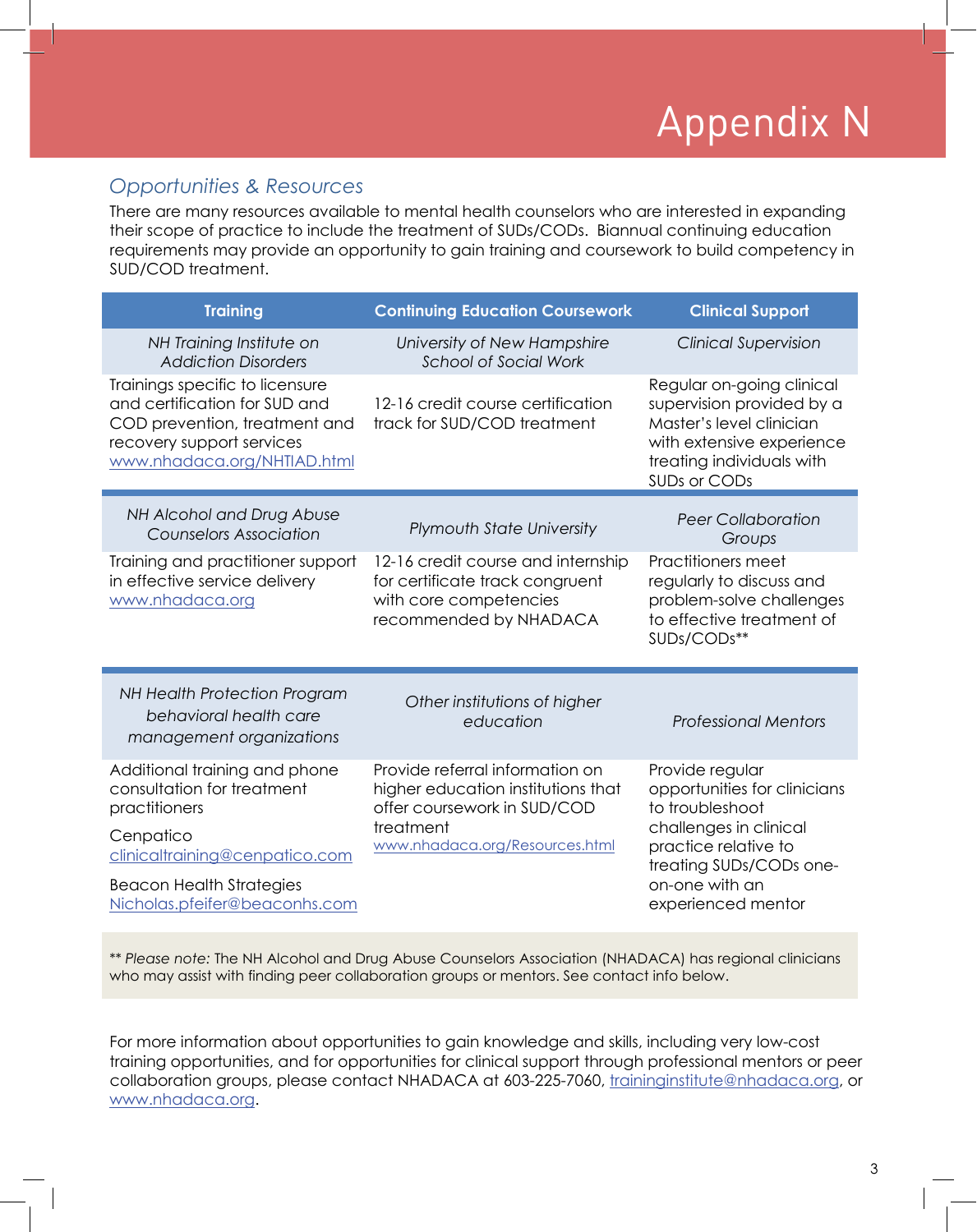# Appendix N

## *Opportunities & Resources*

There are many resources available to mental health counselors who are interested in expanding their scope of practice to include the treatment of SUDs/CODs. Biannual continuing education requirements may provide an opportunity to gain training and coursework to build competency in SUD/COD treatment.

| Training | Continuing Education Coursework | Clinical Support |
|---|---|---|
| *NH Training Institute on Addiction Disorders* | *University of New Hampshire School of Social Work* | *Clinical Supervision* |
| Trainings specific to licensure and certification for SUD and COD prevention, treatment and recovery support services www.nhadaca.org/NHTIAD.html | 12-16 credit course certification track for SUD/COD treatment | Regular on-going clinical supervision provided by a Master's level clinician with extensive experience treating individuals with SUDs or CODs |
| *NH Alcohol and Drug Abuse Counselors Association* | *Plymouth State University* | *Peer Collaboration Groups* |
| Training and practitioner support in effective service delivery www.nhadaca.org | 12-16 credit course and internship for certificate track congruent with core competencies recommended by NHADACA | Practitioners meet regularly to discuss and problem-solve challenges to effective treatment of SUDs/CODs** |
| *NH Health Protection Program behavioral health care management organizations* | *Other institutions of higher education* | *Professional Mentors* |
| Additional training and phone consultation for treatment practitioners<br>Cenpatico clinicaltraining@cenpatico.com<br>Beacon Health Strategies Nicholas.pfeifer@beaconhs.com | Provide referral information on higher education institutions that offer coursework in SUD/COD treatment www.nhadaca.org/Resources.html | Provide regular opportunities for clinicians to troubleshoot challenges in clinical practice relative to treating SUDs/CODs one-on-one with an experienced mentor |

** *Please note:* The NH Alcohol and Drug Abuse Counselors Association (NHADACA) has regional clinicians who may assist with finding peer collaboration groups or mentors. See contact info below.

For more information about opportunities to gain knowledge and skills, including very low-cost training opportunities, and for opportunities for clinical support through professional mentors or peer collaboration groups, please contact NHADACA at 603-225-7060, traininginstitute@nhadaca.org, or www.nhadaca.org.